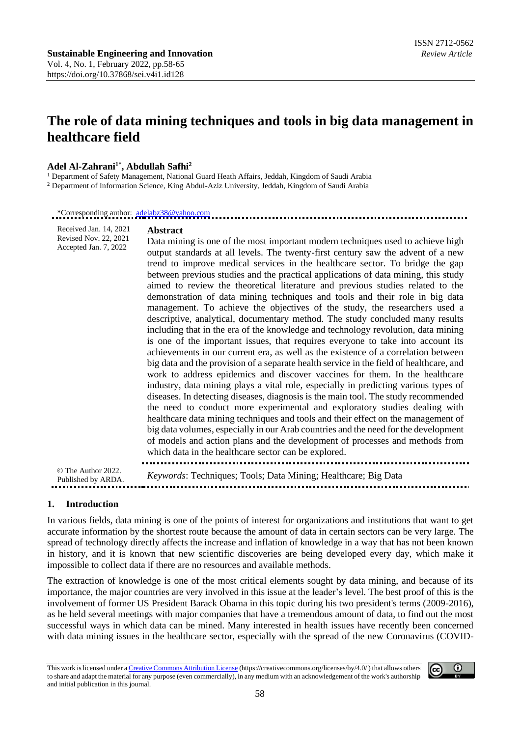# The role of data mining techniques and tools in big data management in healthcare field

**Adel Al-Zahrani[1*], Abdullah Safhi[2]**

[1] Department of Safety Management, National Guard Heath Affairs, Jeddah, Kingdom of Saudi Arabia
[2] Department of Information Science, King Abdul-Aziz University, Jeddah, Kingdom of Saudi Arabia

*Corresponding author: adelabz38@yahoo.com

Received Jan. 14, 2021
Revised Nov. 22, 2021
Accepted Jan. 7, 2022

## Abstract

Data mining is one of the most important modern techniques used to achieve high output standards at all levels. The twenty-first century saw the advent of a new trend to improve medical services in the healthcare sector. To bridge the gap between previous studies and the practical applications of data mining, this study aimed to review the theoretical literature and previous studies related to the demonstration of data mining techniques and tools and their role in big data management. To achieve the objectives of the study, the researchers used a descriptive, analytical, documentary method. The study concluded many results including that in the era of the knowledge and technology revolution, data mining is one of the important issues, that requires everyone to take into account its achievements in our current era, as well as the existence of a correlation between big data and the provision of a separate health service in the field of healthcare, and work to address epidemics and discover vaccines for them. In the healthcare industry, data mining plays a vital role, especially in predicting various types of diseases. In detecting diseases, diagnosis is the main tool. The study recommended the need to conduct more experimental and exploratory studies dealing with healthcare data mining techniques and tools and their effect on the management of big data volumes, especially in our Arab countries and the need for the development of models and action plans and the development of processes and methods from which data in the healthcare sector can be explored.

© The Author 2022.
Published by ARDA.

*Keywords*: Techniques; Tools; Data Mining; Healthcare; Big Data

## 1. Introduction

In various fields, data mining is one of the points of interest for organizations and institutions that want to get accurate information by the shortest route because the amount of data in certain sectors can be very large. The spread of technology directly affects the increase and inflation of knowledge in a way that has not been known in history, and it is known that new scientific discoveries are being developed every day, which make it impossible to collect data if there are no resources and available methods.

The extraction of knowledge is one of the most critical elements sought by data mining, and because of its importance, the major countries are very involved in this issue at the leader's level. The best proof of this is the involvement of former US President Barack Obama in this topic during his two president's terms (2009-2016), as he held several meetings with major companies that have a tremendous amount of data, to find out the most successful ways in which data can be mined. Many interested in health issues have recently been concerned with data mining issues in the healthcare sector, especially with the spread of the new Coronavirus (COVID-

This work is licensed under a Creative Commons Attribution License (https://creativecommons.org/licenses/by/4.0/) that allows others to share and adapt the material for any purpose (even commercially), in any medium with an acknowledgement of the work's authorship and initial publication in this journal.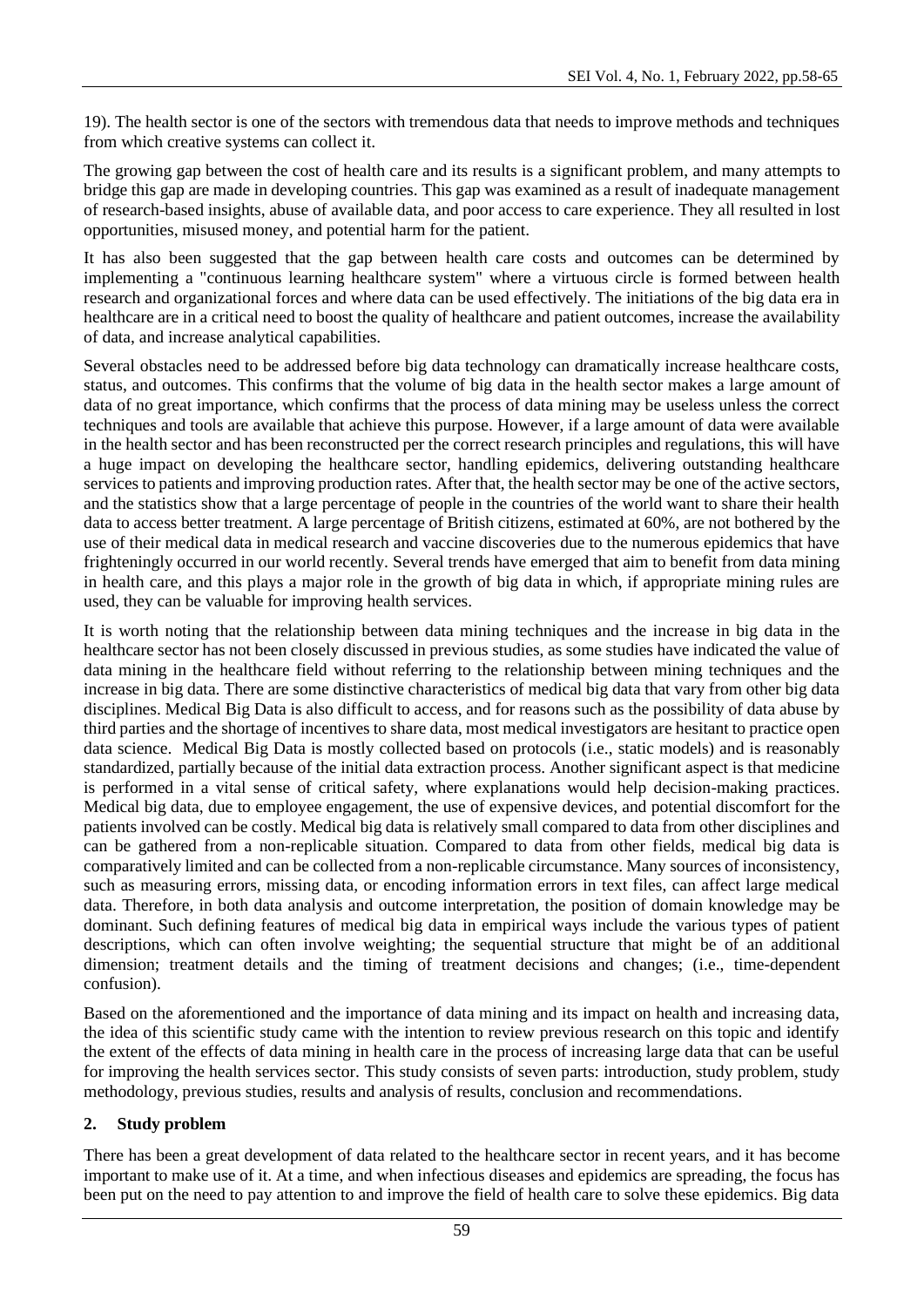19). The health sector is one of the sectors with tremendous data that needs to improve methods and techniques from which creative systems can collect it.

The growing gap between the cost of health care and its results is a significant problem, and many attempts to bridge this gap are made in developing countries. This gap was examined as a result of inadequate management of research-based insights, abuse of available data, and poor access to care experience. They all resulted in lost opportunities, misused money, and potential harm for the patient.

It has also been suggested that the gap between health care costs and outcomes can be determined by implementing a "continuous learning healthcare system" where a virtuous circle is formed between health research and organizational forces and where data can be used effectively. The initiations of the big data era in healthcare are in a critical need to boost the quality of healthcare and patient outcomes, increase the availability of data, and increase analytical capabilities.

Several obstacles need to be addressed before big data technology can dramatically increase healthcare costs, status, and outcomes. This confirms that the volume of big data in the health sector makes a large amount of data of no great importance, which confirms that the process of data mining may be useless unless the correct techniques and tools are available that achieve this purpose. However, if a large amount of data were available in the health sector and has been reconstructed per the correct research principles and regulations, this will have a huge impact on developing the healthcare sector, handling epidemics, delivering outstanding healthcare services to patients and improving production rates. After that, the health sector may be one of the active sectors, and the statistics show that a large percentage of people in the countries of the world want to share their health data to access better treatment. A large percentage of British citizens, estimated at 60%, are not bothered by the use of their medical data in medical research and vaccine discoveries due to the numerous epidemics that have frighteningly occurred in our world recently. Several trends have emerged that aim to benefit from data mining in health care, and this plays a major role in the growth of big data in which, if appropriate mining rules are used, they can be valuable for improving health services.

It is worth noting that the relationship between data mining techniques and the increase in big data in the healthcare sector has not been closely discussed in previous studies, as some studies have indicated the value of data mining in the healthcare field without referring to the relationship between mining techniques and the increase in big data. There are some distinctive characteristics of medical big data that vary from other big data disciplines. Medical Big Data is also difficult to access, and for reasons such as the possibility of data abuse by third parties and the shortage of incentives to share data, most medical investigators are hesitant to practice open data science. Medical Big Data is mostly collected based on protocols (i.e., static models) and is reasonably standardized, partially because of the initial data extraction process. Another significant aspect is that medicine is performed in a vital sense of critical safety, where explanations would help decision-making practices. Medical big data, due to employee engagement, the use of expensive devices, and potential discomfort for the patients involved can be costly. Medical big data is relatively small compared to data from other disciplines and can be gathered from a non-replicable situation. Compared to data from other fields, medical big data is comparatively limited and can be collected from a non-replicable circumstance. Many sources of inconsistency, such as measuring errors, missing data, or encoding information errors in text files, can affect large medical data. Therefore, in both data analysis and outcome interpretation, the position of domain knowledge may be dominant. Such defining features of medical big data in empirical ways include the various types of patient descriptions, which can often involve weighting; the sequential structure that might be of an additional dimension; treatment details and the timing of treatment decisions and changes; (i.e., time-dependent confusion).

Based on the aforementioned and the importance of data mining and its impact on health and increasing data, the idea of this scientific study came with the intention to review previous research on this topic and identify the extent of the effects of data mining in health care in the process of increasing large data that can be useful for improving the health services sector. This study consists of seven parts: introduction, study problem, study methodology, previous studies, results and analysis of results, conclusion and recommendations.

## 2. Study problem

There has been a great development of data related to the healthcare sector in recent years, and it has become important to make use of it. At a time, and when infectious diseases and epidemics are spreading, the focus has been put on the need to pay attention to and improve the field of health care to solve these epidemics. Big data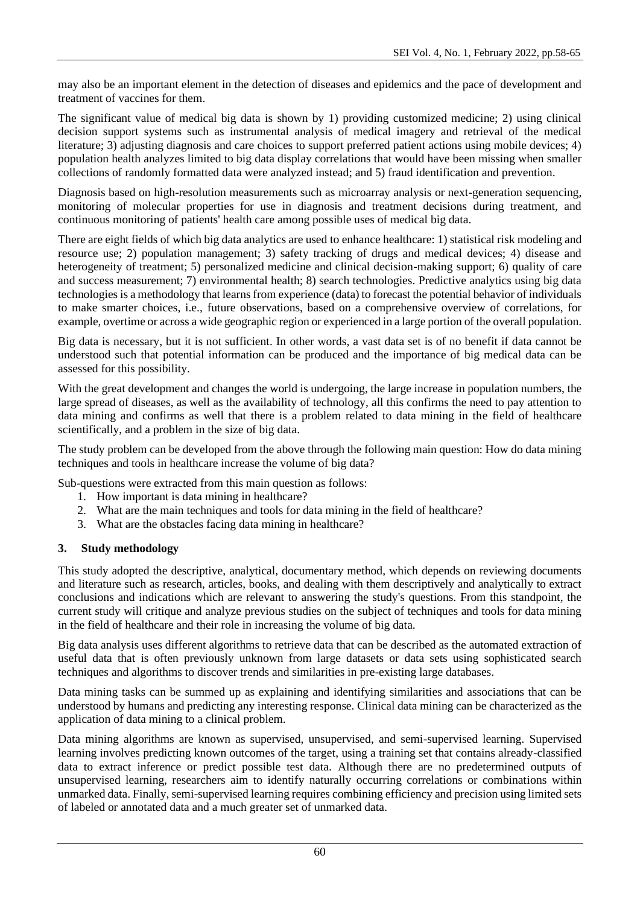may also be an important element in the detection of diseases and epidemics and the pace of development and treatment of vaccines for them.

The significant value of medical big data is shown by 1) providing customized medicine; 2) using clinical decision support systems such as instrumental analysis of medical imagery and retrieval of the medical literature; 3) adjusting diagnosis and care choices to support preferred patient actions using mobile devices; 4) population health analyzes limited to big data display correlations that would have been missing when smaller collections of randomly formatted data were analyzed instead; and 5) fraud identification and prevention.

Diagnosis based on high-resolution measurements such as microarray analysis or next-generation sequencing, monitoring of molecular properties for use in diagnosis and treatment decisions during treatment, and continuous monitoring of patients' health care among possible uses of medical big data.

There are eight fields of which big data analytics are used to enhance healthcare: 1) statistical risk modeling and resource use; 2) population management; 3) safety tracking of drugs and medical devices; 4) disease and heterogeneity of treatment; 5) personalized medicine and clinical decision-making support; 6) quality of care and success measurement; 7) environmental health; 8) search technologies. Predictive analytics using big data technologies is a methodology that learns from experience (data) to forecast the potential behavior of individuals to make smarter choices, i.e., future observations, based on a comprehensive overview of correlations, for example, overtime or across a wide geographic region or experienced in a large portion of the overall population.

Big data is necessary, but it is not sufficient. In other words, a vast data set is of no benefit if data cannot be understood such that potential information can be produced and the importance of big medical data can be assessed for this possibility.

With the great development and changes the world is undergoing, the large increase in population numbers, the large spread of diseases, as well as the availability of technology, all this confirms the need to pay attention to data mining and confirms as well that there is a problem related to data mining in the field of healthcare scientifically, and a problem in the size of big data.

The study problem can be developed from the above through the following main question: How do data mining techniques and tools in healthcare increase the volume of big data?

Sub-questions were extracted from this main question as follows:

1. How important is data mining in healthcare?
2. What are the main techniques and tools for data mining in the field of healthcare?
3. What are the obstacles facing data mining in healthcare?

## 3. Study methodology

This study adopted the descriptive, analytical, documentary method, which depends on reviewing documents and literature such as research, articles, books, and dealing with them descriptively and analytically to extract conclusions and indications which are relevant to answering the study's questions. From this standpoint, the current study will critique and analyze previous studies on the subject of techniques and tools for data mining in the field of healthcare and their role in increasing the volume of big data.

Big data analysis uses different algorithms to retrieve data that can be described as the automated extraction of useful data that is often previously unknown from large datasets or data sets using sophisticated search techniques and algorithms to discover trends and similarities in pre-existing large databases.

Data mining tasks can be summed up as explaining and identifying similarities and associations that can be understood by humans and predicting any interesting response. Clinical data mining can be characterized as the application of data mining to a clinical problem.

Data mining algorithms are known as supervised, unsupervised, and semi-supervised learning. Supervised learning involves predicting known outcomes of the target, using a training set that contains already-classified data to extract inference or predict possible test data. Although there are no predetermined outputs of unsupervised learning, researchers aim to identify naturally occurring correlations or combinations within unmarked data. Finally, semi-supervised learning requires combining efficiency and precision using limited sets of labeled or annotated data and a much greater set of unmarked data.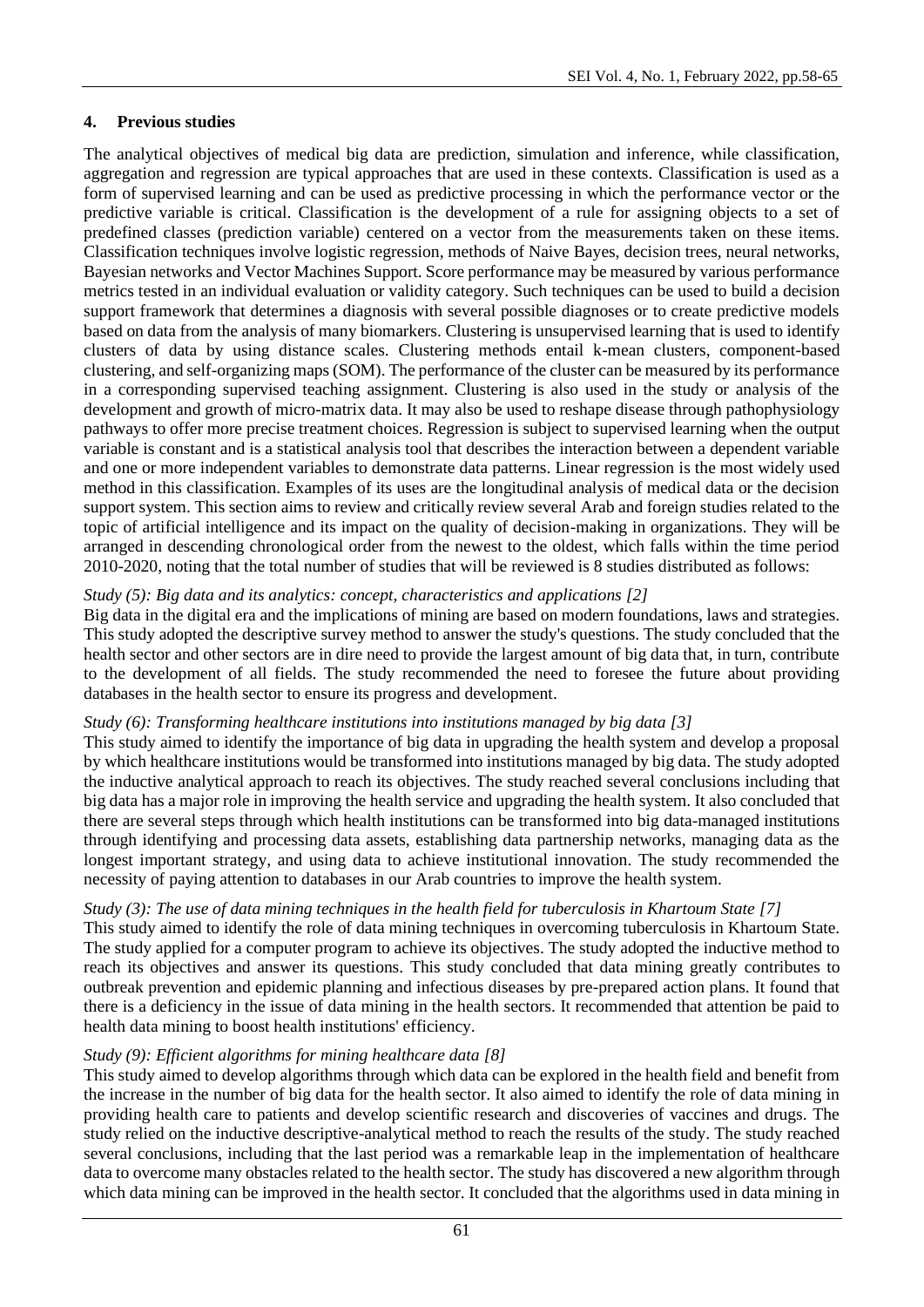## 4. Previous studies

The analytical objectives of medical big data are prediction, simulation and inference, while classification, aggregation and regression are typical approaches that are used in these contexts. Classification is used as a form of supervised learning and can be used as predictive processing in which the performance vector or the predictive variable is critical. Classification is the development of a rule for assigning objects to a set of predefined classes (prediction variable) centered on a vector from the measurements taken on these items. Classification techniques involve logistic regression, methods of Naive Bayes, decision trees, neural networks, Bayesian networks and Vector Machines Support. Score performance may be measured by various performance metrics tested in an individual evaluation or validity category. Such techniques can be used to build a decision support framework that determines a diagnosis with several possible diagnoses or to create predictive models based on data from the analysis of many biomarkers. Clustering is unsupervised learning that is used to identify clusters of data by using distance scales. Clustering methods entail k-mean clusters, component-based clustering, and self-organizing maps (SOM). The performance of the cluster can be measured by its performance in a corresponding supervised teaching assignment. Clustering is also used in the study or analysis of the development and growth of micro-matrix data. It may also be used to reshape disease through pathophysiology pathways to offer more precise treatment choices. Regression is subject to supervised learning when the output variable is constant and is a statistical analysis tool that describes the interaction between a dependent variable and one or more independent variables to demonstrate data patterns. Linear regression is the most widely used method in this classification. Examples of its uses are the longitudinal analysis of medical data or the decision support system. This section aims to review and critically review several Arab and foreign studies related to the topic of artificial intelligence and its impact on the quality of decision-making in organizations. They will be arranged in descending chronological order from the newest to the oldest, which falls within the time period 2010-2020, noting that the total number of studies that will be reviewed is 8 studies distributed as follows:

*Study (5): Big data and its analytics: concept, characteristics and applications [2]*

Big data in the digital era and the implications of mining are based on modern foundations, laws and strategies. This study adopted the descriptive survey method to answer the study's questions. The study concluded that the health sector and other sectors are in dire need to provide the largest amount of big data that, in turn, contribute to the development of all fields. The study recommended the need to foresee the future about providing databases in the health sector to ensure its progress and development.

*Study (6): Transforming healthcare institutions into institutions managed by big data [3]*

This study aimed to identify the importance of big data in upgrading the health system and develop a proposal by which healthcare institutions would be transformed into institutions managed by big data. The study adopted the inductive analytical approach to reach its objectives. The study reached several conclusions including that big data has a major role in improving the health service and upgrading the health system. It also concluded that there are several steps through which health institutions can be transformed into big data-managed institutions through identifying and processing data assets, establishing data partnership networks, managing data as the longest important strategy, and using data to achieve institutional innovation. The study recommended the necessity of paying attention to databases in our Arab countries to improve the health system.

*Study (3): The use of data mining techniques in the health field for tuberculosis in Khartoum State [7]*

This study aimed to identify the role of data mining techniques in overcoming tuberculosis in Khartoum State. The study applied for a computer program to achieve its objectives. The study adopted the inductive method to reach its objectives and answer its questions. This study concluded that data mining greatly contributes to outbreak prevention and epidemic planning and infectious diseases by pre-prepared action plans. It found that there is a deficiency in the issue of data mining in the health sectors. It recommended that attention be paid to health data mining to boost health institutions' efficiency.

*Study (9): Efficient algorithms for mining healthcare data [8]*

This study aimed to develop algorithms through which data can be explored in the health field and benefit from the increase in the number of big data for the health sector. It also aimed to identify the role of data mining in providing health care to patients and develop scientific research and discoveries of vaccines and drugs. The study relied on the inductive descriptive-analytical method to reach the results of the study. The study reached several conclusions, including that the last period was a remarkable leap in the implementation of healthcare data to overcome many obstacles related to the health sector. The study has discovered a new algorithm through which data mining can be improved in the health sector. It concluded that the algorithms used in data mining in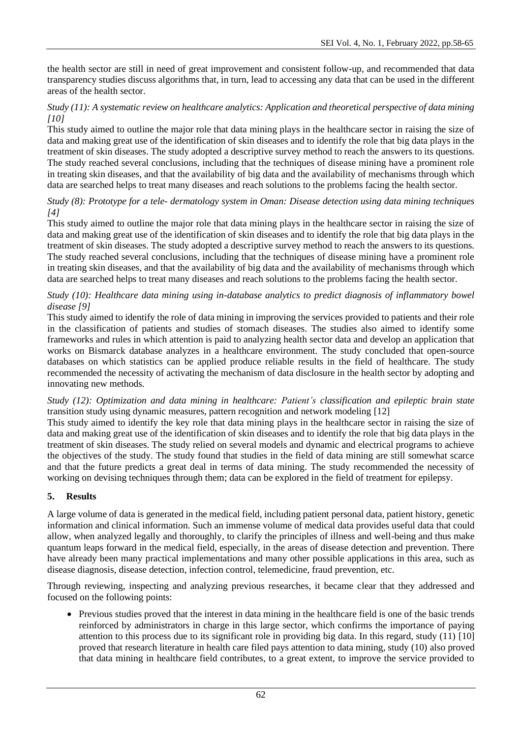the health sector are still in need of great improvement and consistent follow-up, and recommended that data transparency studies discuss algorithms that, in turn, lead to accessing any data that can be used in the different areas of the health sector.

*Study (11): A systematic review on healthcare analytics: Application and theoretical perspective of data mining [10]*

This study aimed to outline the major role that data mining plays in the healthcare sector in raising the size of data and making great use of the identification of skin diseases and to identify the role that big data plays in the treatment of skin diseases. The study adopted a descriptive survey method to reach the answers to its questions. The study reached several conclusions, including that the techniques of disease mining have a prominent role in treating skin diseases, and that the availability of big data and the availability of mechanisms through which data are searched helps to treat many diseases and reach solutions to the problems facing the health sector.

*Study (8): Prototype for a tele- dermatology system in Oman: Disease detection using data mining techniques [4]*

This study aimed to outline the major role that data mining plays in the healthcare sector in raising the size of data and making great use of the identification of skin diseases and to identify the role that big data plays in the treatment of skin diseases. The study adopted a descriptive survey method to reach the answers to its questions. The study reached several conclusions, including that the techniques of disease mining have a prominent role in treating skin diseases, and that the availability of big data and the availability of mechanisms through which data are searched helps to treat many diseases and reach solutions to the problems facing the health sector.

*Study (10): Healthcare data mining using in-database analytics to predict diagnosis of inflammatory bowel disease [9]*

This study aimed to identify the role of data mining in improving the services provided to patients and their role in the classification of patients and studies of stomach diseases. The studies also aimed to identify some frameworks and rules in which attention is paid to analyzing health sector data and develop an application that works on Bismarck database analyzes in a healthcare environment. The study concluded that open-source databases on which statistics can be applied produce reliable results in the field of healthcare. The study recommended the necessity of activating the mechanism of data disclosure in the health sector by adopting and innovating new methods.

*Study (12): Optimization and data mining in healthcare: Patient's classification and epileptic brain state* transition study using dynamic measures, pattern recognition and network modeling [12]

This study aimed to identify the key role that data mining plays in the healthcare sector in raising the size of data and making great use of the identification of skin diseases and to identify the role that big data plays in the treatment of skin diseases. The study relied on several models and dynamic and electrical programs to achieve the objectives of the study. The study found that studies in the field of data mining are still somewhat scarce and that the future predicts a great deal in terms of data mining. The study recommended the necessity of working on devising techniques through them; data can be explored in the field of treatment for epilepsy.

## 5. Results

A large volume of data is generated in the medical field, including patient personal data, patient history, genetic information and clinical information. Such an immense volume of medical data provides useful data that could allow, when analyzed legally and thoroughly, to clarify the principles of illness and well-being and thus make quantum leaps forward in the medical field, especially, in the areas of disease detection and prevention. There have already been many practical implementations and many other possible applications in this area, such as disease diagnosis, disease detection, infection control, telemedicine, fraud prevention, etc.

Through reviewing, inspecting and analyzing previous researches, it became clear that they addressed and focused on the following points:

- Previous studies proved that the interest in data mining in the healthcare field is one of the basic trends reinforced by administrators in charge in this large sector, which confirms the importance of paying attention to this process due to its significant role in providing big data. In this regard, study (11) [10] proved that research literature in health care filed pays attention to data mining, study (10) also proved that data mining in healthcare field contributes, to a great extent, to improve the service provided to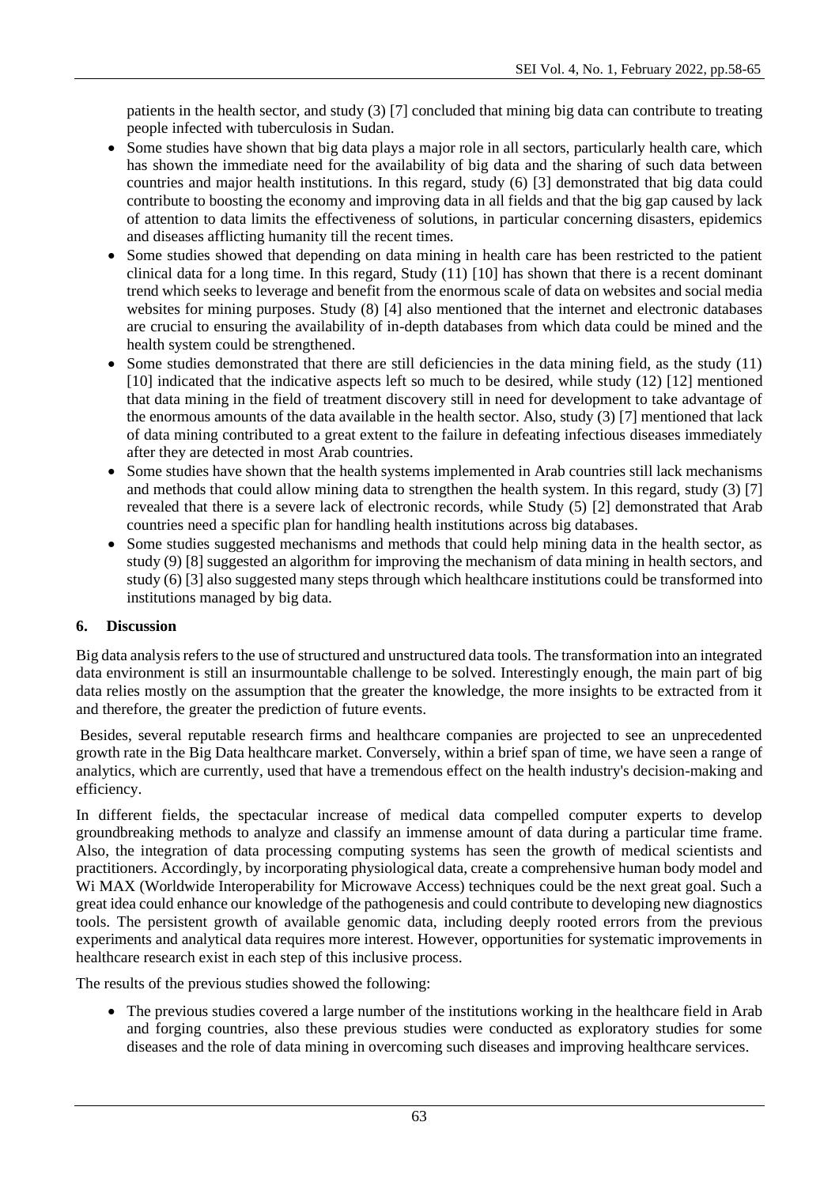patients in the health sector, and study (3) [7] concluded that mining big data can contribute to treating people infected with tuberculosis in Sudan.

- Some studies have shown that big data plays a major role in all sectors, particularly health care, which has shown the immediate need for the availability of big data and the sharing of such data between countries and major health institutions. In this regard, study (6) [3] demonstrated that big data could contribute to boosting the economy and improving data in all fields and that the big gap caused by lack of attention to data limits the effectiveness of solutions, in particular concerning disasters, epidemics and diseases afflicting humanity till the recent times.
- Some studies showed that depending on data mining in health care has been restricted to the patient clinical data for a long time. In this regard, Study (11) [10] has shown that there is a recent dominant trend which seeks to leverage and benefit from the enormous scale of data on websites and social media websites for mining purposes. Study (8) [4] also mentioned that the internet and electronic databases are crucial to ensuring the availability of in-depth databases from which data could be mined and the health system could be strengthened.
- Some studies demonstrated that there are still deficiencies in the data mining field, as the study (11) [10] indicated that the indicative aspects left so much to be desired, while study (12) [12] mentioned that data mining in the field of treatment discovery still in need for development to take advantage of the enormous amounts of the data available in the health sector. Also, study (3) [7] mentioned that lack of data mining contributed to a great extent to the failure in defeating infectious diseases immediately after they are detected in most Arab countries.
- Some studies have shown that the health systems implemented in Arab countries still lack mechanisms and methods that could allow mining data to strengthen the health system. In this regard, study (3) [7] revealed that there is a severe lack of electronic records, while Study (5) [2] demonstrated that Arab countries need a specific plan for handling health institutions across big databases.
- Some studies suggested mechanisms and methods that could help mining data in the health sector, as study (9) [8] suggested an algorithm for improving the mechanism of data mining in health sectors, and study (6) [3] also suggested many steps through which healthcare institutions could be transformed into institutions managed by big data.

## 6. Discussion

Big data analysis refers to the use of structured and unstructured data tools. The transformation into an integrated data environment is still an insurmountable challenge to be solved. Interestingly enough, the main part of big data relies mostly on the assumption that the greater the knowledge, the more insights to be extracted from it and therefore, the greater the prediction of future events.

Besides, several reputable research firms and healthcare companies are projected to see an unprecedented growth rate in the Big Data healthcare market. Conversely, within a brief span of time, we have seen a range of analytics, which are currently, used that have a tremendous effect on the health industry's decision-making and efficiency.

In different fields, the spectacular increase of medical data compelled computer experts to develop groundbreaking methods to analyze and classify an immense amount of data during a particular time frame. Also, the integration of data processing computing systems has seen the growth of medical scientists and practitioners. Accordingly, by incorporating physiological data, create a comprehensive human body model and Wi MAX (Worldwide Interoperability for Microwave Access) techniques could be the next great goal. Such a great idea could enhance our knowledge of the pathogenesis and could contribute to developing new diagnostics tools. The persistent growth of available genomic data, including deeply rooted errors from the previous experiments and analytical data requires more interest. However, opportunities for systematic improvements in healthcare research exist in each step of this inclusive process.

The results of the previous studies showed the following:

- The previous studies covered a large number of the institutions working in the healthcare field in Arab and forging countries, also these previous studies were conducted as exploratory studies for some diseases and the role of data mining in overcoming such diseases and improving healthcare services.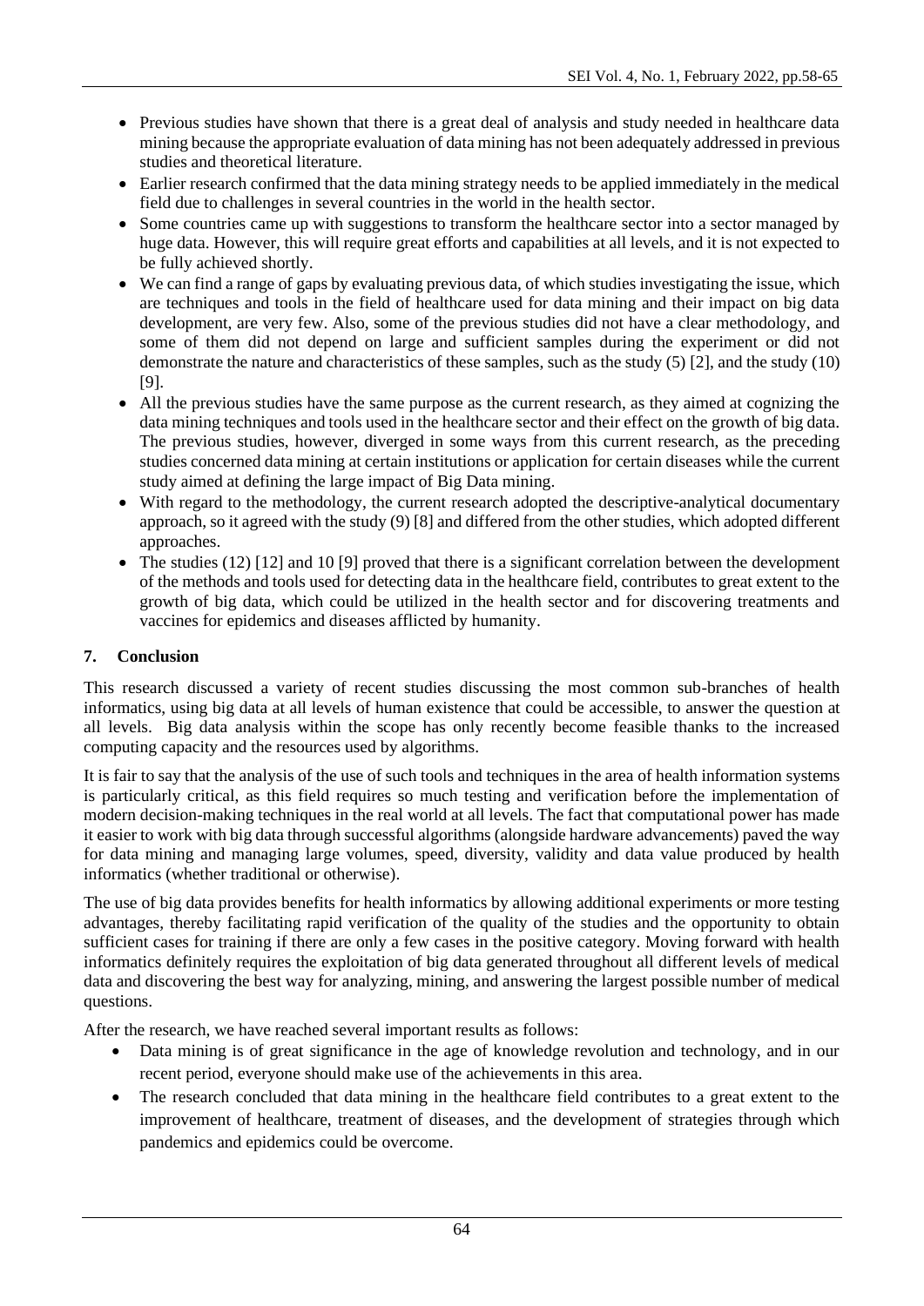- Previous studies have shown that there is a great deal of analysis and study needed in healthcare data mining because the appropriate evaluation of data mining has not been adequately addressed in previous studies and theoretical literature.
- Earlier research confirmed that the data mining strategy needs to be applied immediately in the medical field due to challenges in several countries in the world in the health sector.
- Some countries came up with suggestions to transform the healthcare sector into a sector managed by huge data. However, this will require great efforts and capabilities at all levels, and it is not expected to be fully achieved shortly.
- We can find a range of gaps by evaluating previous data, of which studies investigating the issue, which are techniques and tools in the field of healthcare used for data mining and their impact on big data development, are very few. Also, some of the previous studies did not have a clear methodology, and some of them did not depend on large and sufficient samples during the experiment or did not demonstrate the nature and characteristics of these samples, such as the study (5) [2], and the study (10) [9].
- All the previous studies have the same purpose as the current research, as they aimed at cognizing the data mining techniques and tools used in the healthcare sector and their effect on the growth of big data. The previous studies, however, diverged in some ways from this current research, as the preceding studies concerned data mining at certain institutions or application for certain diseases while the current study aimed at defining the large impact of Big Data mining.
- With regard to the methodology, the current research adopted the descriptive-analytical documentary approach, so it agreed with the study (9) [8] and differed from the other studies, which adopted different approaches.
- The studies (12) [12] and 10 [9] proved that there is a significant correlation between the development of the methods and tools used for detecting data in the healthcare field, contributes to great extent to the growth of big data, which could be utilized in the health sector and for discovering treatments and vaccines for epidemics and diseases afflicted by humanity.

## 7. Conclusion

This research discussed a variety of recent studies discussing the most common sub-branches of health informatics, using big data at all levels of human existence that could be accessible, to answer the question at all levels. Big data analysis within the scope has only recently become feasible thanks to the increased computing capacity and the resources used by algorithms.

It is fair to say that the analysis of the use of such tools and techniques in the area of health information systems is particularly critical, as this field requires so much testing and verification before the implementation of modern decision-making techniques in the real world at all levels. The fact that computational power has made it easier to work with big data through successful algorithms (alongside hardware advancements) paved the way for data mining and managing large volumes, speed, diversity, validity and data value produced by health informatics (whether traditional or otherwise).

The use of big data provides benefits for health informatics by allowing additional experiments or more testing advantages, thereby facilitating rapid verification of the quality of the studies and the opportunity to obtain sufficient cases for training if there are only a few cases in the positive category. Moving forward with health informatics definitely requires the exploitation of big data generated throughout all different levels of medical data and discovering the best way for analyzing, mining, and answering the largest possible number of medical questions.

After the research, we have reached several important results as follows:

- Data mining is of great significance in the age of knowledge revolution and technology, and in our recent period, everyone should make use of the achievements in this area.
- The research concluded that data mining in the healthcare field contributes to a great extent to the improvement of healthcare, treatment of diseases, and the development of strategies through which pandemics and epidemics could be overcome.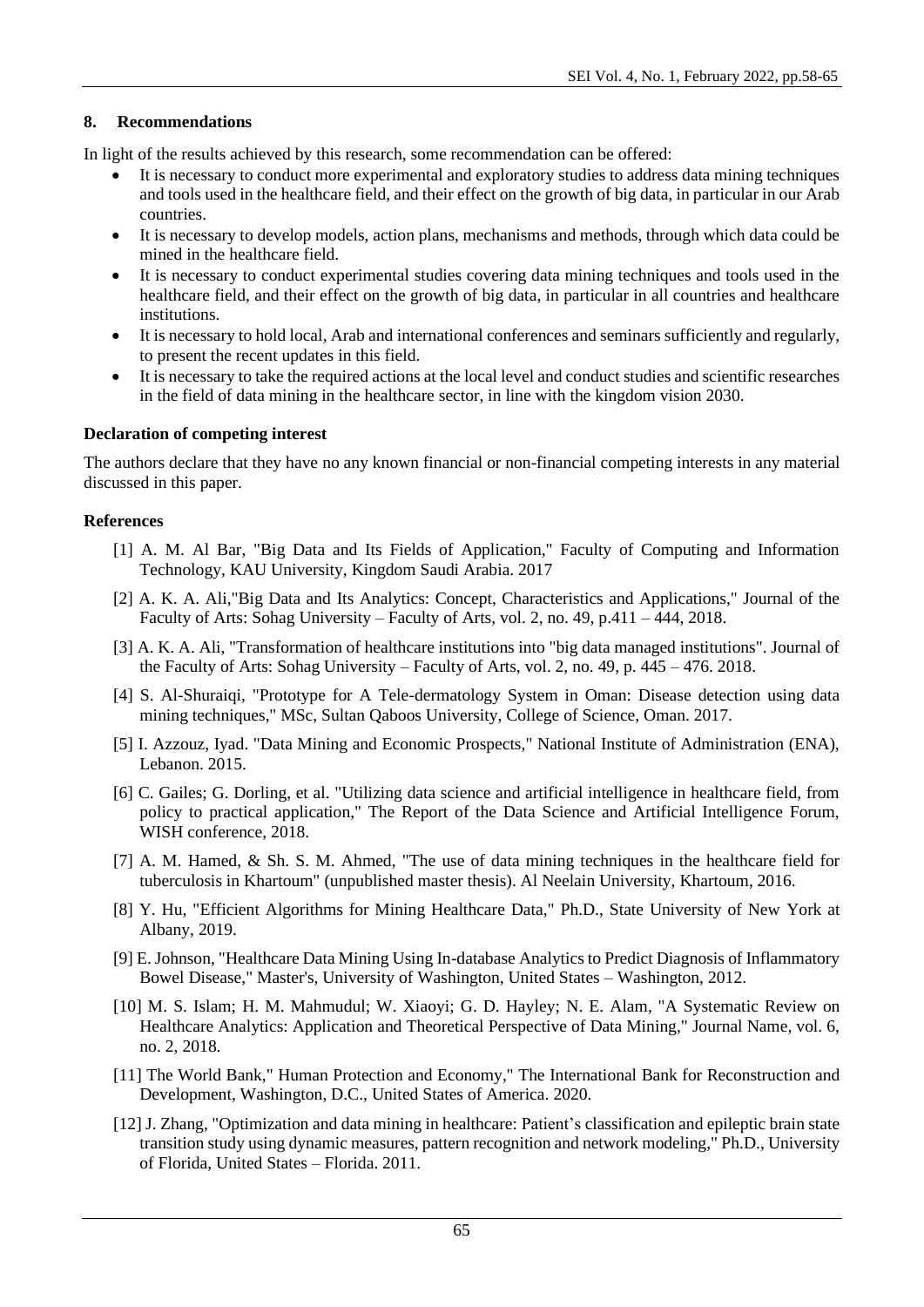## 8. Recommendations

In light of the results achieved by this research, some recommendation can be offered:

- It is necessary to conduct more experimental and exploratory studies to address data mining techniques and tools used in the healthcare field, and their effect on the growth of big data, in particular in our Arab countries.
- It is necessary to develop models, action plans, mechanisms and methods, through which data could be mined in the healthcare field.
- It is necessary to conduct experimental studies covering data mining techniques and tools used in the healthcare field, and their effect on the growth of big data, in particular in all countries and healthcare institutions.
- It is necessary to hold local, Arab and international conferences and seminars sufficiently and regularly, to present the recent updates in this field.
- It is necessary to take the required actions at the local level and conduct studies and scientific researches in the field of data mining in the healthcare sector, in line with the kingdom vision 2030.

### Declaration of competing interest

The authors declare that they have no any known financial or non-financial competing interests in any material discussed in this paper.

### References

[1] A. M. Al Bar, "Big Data and Its Fields of Application," Faculty of Computing and Information Technology, KAU University, Kingdom Saudi Arabia. 2017

[2] A. K. A. Ali,"Big Data and Its Analytics: Concept, Characteristics and Applications," Journal of the Faculty of Arts: Sohag University – Faculty of Arts, vol. 2, no. 49, p.411 – 444, 2018.

[3] A. K. A. Ali, "Transformation of healthcare institutions into "big data managed institutions". Journal of the Faculty of Arts: Sohag University – Faculty of Arts, vol. 2, no. 49, p. 445 – 476. 2018.

[4] S. Al-Shuraiqi, "Prototype for A Tele-dermatology System in Oman: Disease detection using data mining techniques," MSc, Sultan Qaboos University, College of Science, Oman. 2017.

[5] I. Azzouz, Iyad. "Data Mining and Economic Prospects," National Institute of Administration (ENA), Lebanon. 2015.

[6] C. Gailes; G. Dorling, et al. "Utilizing data science and artificial intelligence in healthcare field, from policy to practical application," The Report of the Data Science and Artificial Intelligence Forum, WISH conference, 2018.

[7] A. M. Hamed, & Sh. S. M. Ahmed, "The use of data mining techniques in the healthcare field for tuberculosis in Khartoum" (unpublished master thesis). Al Neelain University, Khartoum, 2016.

[8] Y. Hu, "Efficient Algorithms for Mining Healthcare Data," Ph.D., State University of New York at Albany, 2019.

[9] E. Johnson, "Healthcare Data Mining Using In-database Analytics to Predict Diagnosis of Inflammatory Bowel Disease," Master's, University of Washington, United States – Washington, 2012.

[10] M. S. Islam; H. M. Mahmudul; W. Xiaoyi; G. D. Hayley; N. E. Alam, "A Systematic Review on Healthcare Analytics: Application and Theoretical Perspective of Data Mining," Journal Name, vol. 6, no. 2, 2018.

[11] The World Bank," Human Protection and Economy," The International Bank for Reconstruction and Development, Washington, D.C., United States of America. 2020.

[12] J. Zhang, "Optimization and data mining in healthcare: Patient's classification and epileptic brain state transition study using dynamic measures, pattern recognition and network modeling," Ph.D., University of Florida, United States – Florida. 2011.